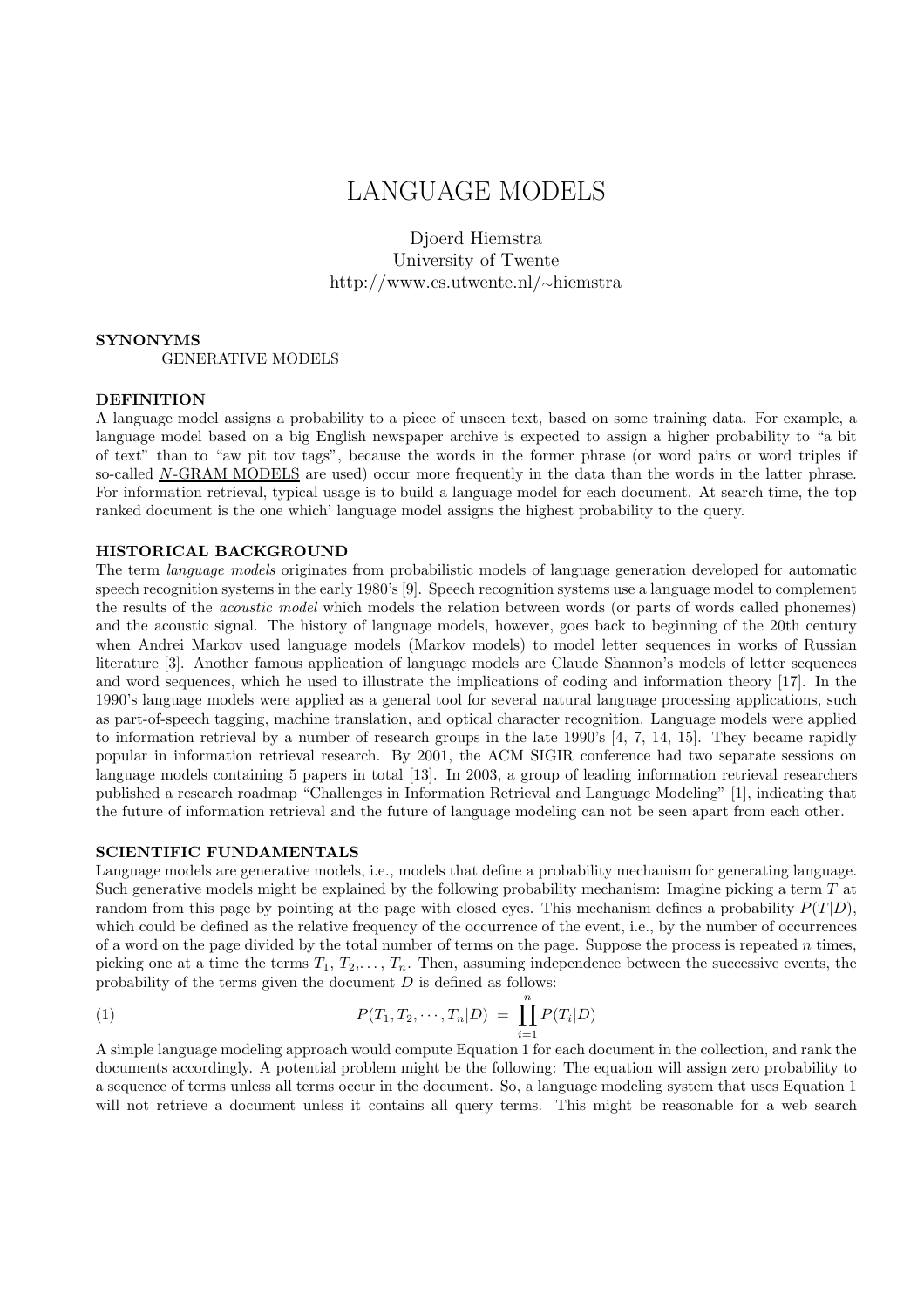# LANGUAGE MODELS

Djoerd Hiemstra
University of Twente
http://www.cs.utwente.nl/∼hiemstra

## SYNONYMS

GENERATIVE MODELS

## DEFINITION

A language model assigns a probability to a piece of unseen text, based on some training data. For example, a language model based on a big English newspaper archive is expected to assign a higher probability to "a bit of text" than to "aw pit tov tags", because the words in the former phrase (or word pairs or word triples if so-called *N*-GRAM MODELS are used) occur more frequently in the data than the words in the latter phrase. For information retrieval, typical usage is to build a language model for each document. At search time, the top ranked document is the one which' language model assigns the highest probability to the query.

## HISTORICAL BACKGROUND

The term *language models* originates from probabilistic models of language generation developed for automatic speech recognition systems in the early 1980's [9]. Speech recognition systems use a language model to complement the results of the *acoustic model* which models the relation between words (or parts of words called phonemes) and the acoustic signal. The history of language models, however, goes back to beginning of the 20th century when Andrei Markov used language models (Markov models) to model letter sequences in works of Russian literature [3]. Another famous application of language models are Claude Shannon's models of letter sequences and word sequences, which he used to illustrate the implications of coding and information theory [17]. In the 1990's language models were applied as a general tool for several natural language processing applications, such as part-of-speech tagging, machine translation, and optical character recognition. Language models were applied to information retrieval by a number of research groups in the late 1990's [4, 7, 14, 15]. They became rapidly popular in information retrieval research. By 2001, the ACM SIGIR conference had two separate sessions on language models containing 5 papers in total [13]. In 2003, a group of leading information retrieval researchers published a research roadmap "Challenges in Information Retrieval and Language Modeling" [1], indicating that the future of information retrieval and the future of language modeling can not be seen apart from each other.

## SCIENTIFIC FUNDAMENTALS

Language models are generative models, i.e., models that define a probability mechanism for generating language. Such generative models might be explained by the following probability mechanism: Imagine picking a term $T$ at random from this page by pointing at the page with closed eyes. This mechanism defines a probability $P(T|D)$, which could be defined as the relative frequency of the occurrence of the event, i.e., by the number of occurrences of a word on the page divided by the total number of terms on the page. Suppose the process is repeated $n$ times, picking one at a time the terms $T_1$, $T_2$,..., $T_n$. Then, assuming independence between the successive events, the probability of the terms given the document $D$ is defined as follows:

$$P(T_1, T_2, \cdots, T_n|D) \;=\; \prod_{i=1}^{n} P(T_i|D) \tag{1}$$

A simple language modeling approach would compute Equation 1 for each document in the collection, and rank the documents accordingly. A potential problem might be the following: The equation will assign zero probability to a sequence of terms unless all terms occur in the document. So, a language modeling system that uses Equation 1 will not retrieve a document unless it contains all query terms. This might be reasonable for a web search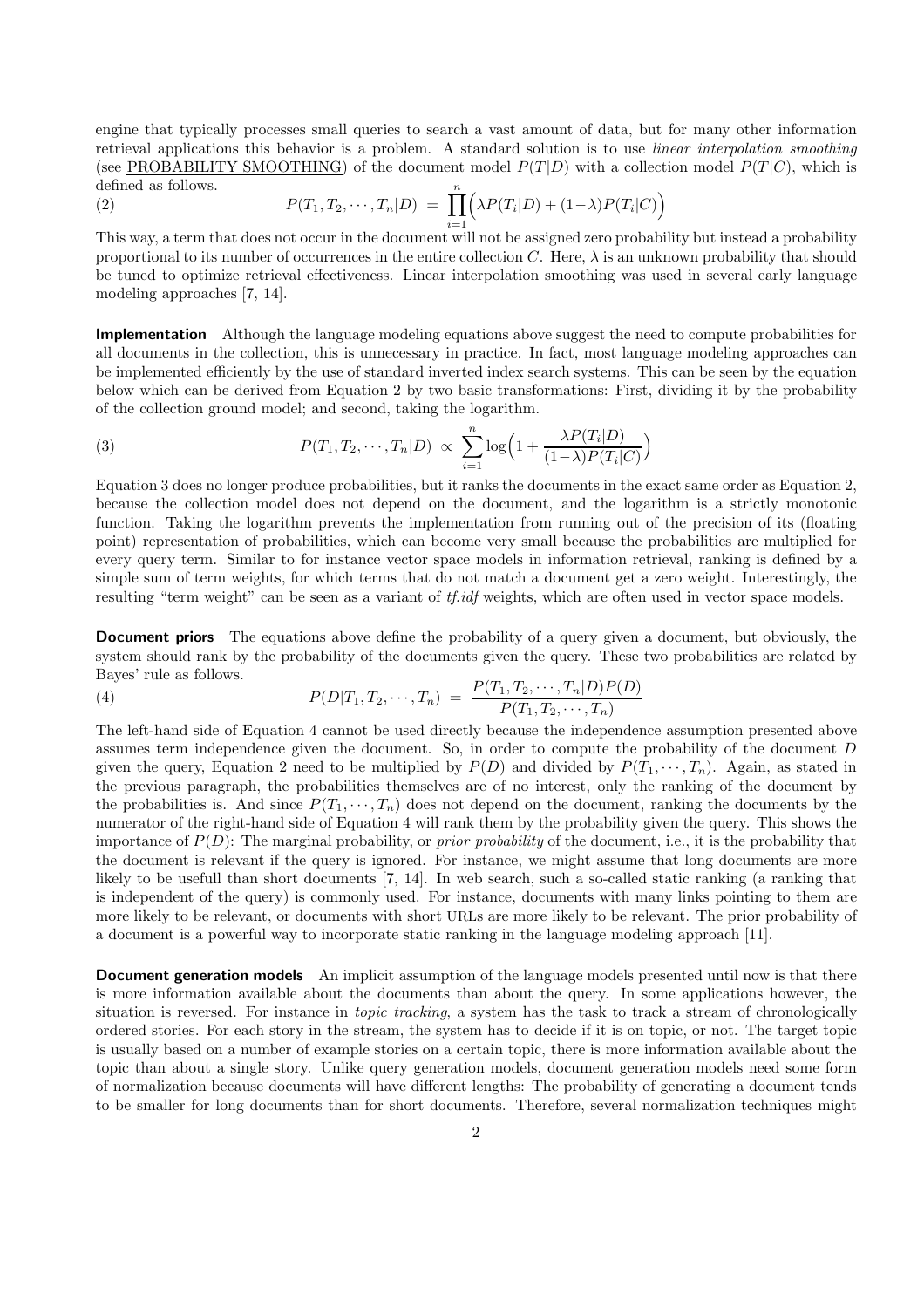engine that typically processes small queries to search a vast amount of data, but for many other information retrieval applications this behavior is a problem. A standard solution is to use *linear interpolation smoothing* (see PROBABILITY SMOOTHING) of the document model $P(T|D)$ with a collection model $P(T|C)$, which is defined as follows.

$$P(T_1, T_2, \cdots, T_n|D) \;=\; \prod_{i=1}^{n}\Big(\lambda P(T_i|D) + (1-\lambda)P(T_i|C)\Big) \tag{2}$$

This way, a term that does not occur in the document will not be assigned zero probability but instead a probability proportional to its number of occurrences in the entire collection $C$. Here, $\lambda$ is an unknown probability that should be tuned to optimize retrieval effectiveness. Linear interpolation smoothing was used in several early language modeling approaches [7, 14].

**Implementation** Although the language modeling equations above suggest the need to compute probabilities for all documents in the collection, this is unnecessary in practice. In fact, most language modeling approaches can be implemented efficiently by the use of standard inverted index search systems. This can be seen by the equation below which can be derived from Equation 2 by two basic transformations: First, dividing it by the probability of the collection ground model; and second, taking the logarithm.

$$P(T_1, T_2, \cdots, T_n|D) \;\propto\; \sum_{i=1}^{n}\log\Big(1 + \frac{\lambda P(T_i|D)}{(1-\lambda)P(T_i|C)}\Big) \tag{3}$$

Equation 3 does no longer produce probabilities, but it ranks the documents in the exact same order as Equation 2, because the collection model does not depend on the document, and the logarithm is a strictly monotonic function. Taking the logarithm prevents the implementation from running out of the precision of its (floating point) representation of probabilities, which can become very small because the probabilities are multiplied for every query term. Similar to for instance vector space models in information retrieval, ranking is defined by a simple sum of term weights, for which terms that do not match a document get a zero weight. Interestingly, the resulting "term weight" can be seen as a variant of *tf.idf* weights, which are often used in vector space models.

**Document priors** The equations above define the probability of a query given a document, but obviously, the system should rank by the probability of the documents given the query. These two probabilities are related by Bayes' rule as follows.

$$P(D|T_1, T_2, \cdots, T_n) \;=\; \frac{P(T_1, T_2, \cdots, T_n|D)P(D)}{P(T_1, T_2, \cdots, T_n)} \tag{4}$$

The left-hand side of Equation 4 cannot be used directly because the independence assumption presented above assumes term independence given the document. So, in order to compute the probability of the document $D$ given the query, Equation 2 need to be multiplied by $P(D)$ and divided by $P(T_1, \cdots, T_n)$. Again, as stated in the previous paragraph, the probabilities themselves are of no interest, only the ranking of the document by the probabilities is. And since $P(T_1, \cdots, T_n)$ does not depend on the document, ranking the documents by the numerator of the right-hand side of Equation 4 will rank them by the probability given the query. This shows the importance of $P(D)$: The marginal probability, or *prior probability* of the document, i.e., it is the probability that the document is relevant if the query is ignored. For instance, we might assume that long documents are more likely to be usefull than short documents [7, 14]. In web search, such a so-called static ranking (a ranking that is independent of the query) is commonly used. For instance, documents with many links pointing to them are more likely to be relevant, or documents with short URLs are more likely to be relevant. The prior probability of a document is a powerful way to incorporate static ranking in the language modeling approach [11].

**Document generation models** An implicit assumption of the language models presented until now is that there is more information available about the documents than about the query. In some applications however, the situation is reversed. For instance in *topic tracking*, a system has the task to track a stream of chronologically ordered stories. For each story in the stream, the system has to decide if it is on topic, or not. The target topic is usually based on a number of example stories on a certain topic, there is more information available about the topic than about a single story. Unlike query generation models, document generation models need some form of normalization because documents will have different lengths: The probability of generating a document tends to be smaller for long documents than for short documents. Therefore, several normalization techniques might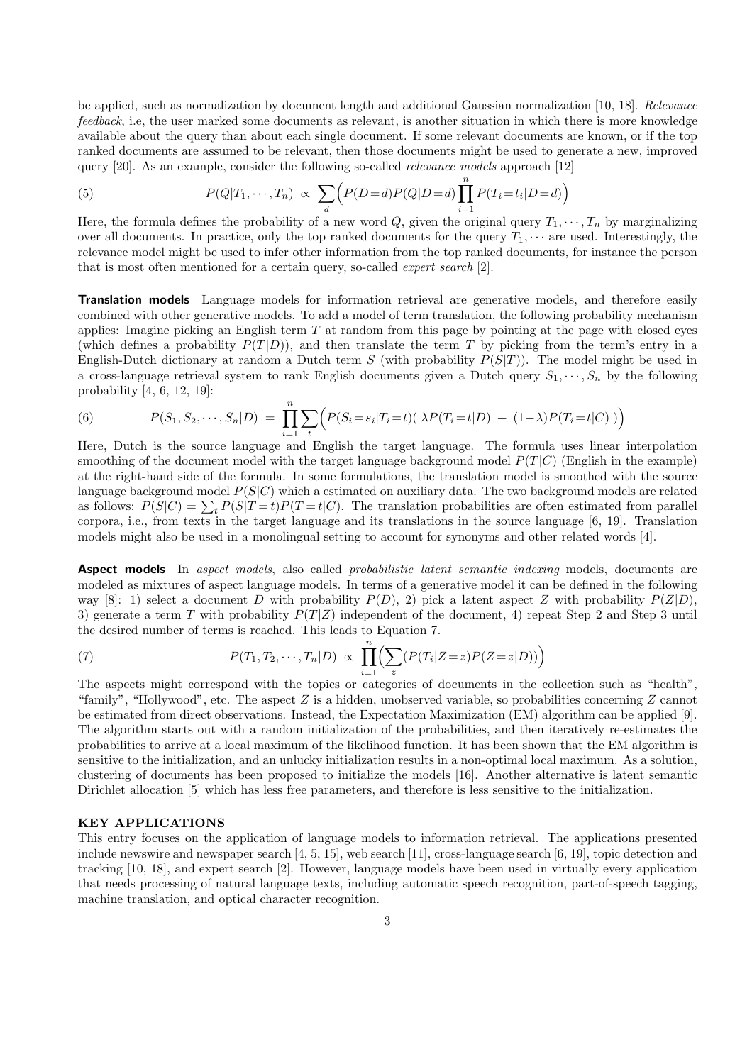be applied, such as normalization by document length and additional Gaussian normalization [10, 18]. *Relevance feedback*, i.e, the user marked some documents as relevant, is another situation in which there is more knowledge available about the query than about each single document. If some relevant documents are known, or if the top ranked documents are assumed to be relevant, then those documents might be used to generate a new, improved query [20]. As an example, consider the following so-called *relevance models* approach [12]

$$P(Q|T_1, \cdots, T_n) \propto \sum_d \Big( P(D{=}d) P(Q|D{=}d) \prod_{i=1}^{n} P(T_i{=}t_i|D{=}d) \Big) \tag{5}$$

Here, the formula defines the probability of a new word $Q$, given the original query $T_1, \cdots, T_n$ by marginalizing over all documents. In practice, only the top ranked documents for the query $T_1, \cdots$ are used. Interestingly, the relevance model might be used to infer other information from the top ranked documents, for instance the person that is most often mentioned for a certain query, so-called *expert search* [2].

**Translation models** Language models for information retrieval are generative models, and therefore easily combined with other generative models. To add a model of term translation, the following probability mechanism applies: Imagine picking an English term $T$ at random from this page by pointing at the page with closed eyes (which defines a probability $P(T|D)$), and then translate the term $T$ by picking from the term's entry in a English-Dutch dictionary at random a Dutch term $S$ (with probability $P(S|T)$). The model might be used in a cross-language retrieval system to rank English documents given a Dutch query $S_1, \cdots, S_n$ by the following probability [4, 6, 12, 19]:

$$P(S_1, S_2, \cdots, S_n|D) \;=\; \prod_{i=1}^{n} \sum_t \Big( P(S_i{=}s_i|T_i{=}t) (\, \lambda P(T_i{=}t|D) \;+\; (1{-}\lambda) P(T_i{=}t|C) \,) \Big) \tag{6}$$

Here, Dutch is the source language and English the target language. The formula uses linear interpolation smoothing of the document model with the target language background model $P(T|C)$ (English in the example) at the right-hand side of the formula. In some formulations, the translation model is smoothed with the source language background model $P(S|C)$ which a estimated on auxiliary data. The two background models are related as follows: $P(S|C) = \sum_t P(S|T{=}t)P(T{=}t|C)$. The translation probabilities are often estimated from parallel corpora, i.e., from texts in the target language and its translations in the source language [6, 19]. Translation models might also be used in a monolingual setting to account for synonyms and other related words [4].

**Aspect models** In *aspect models*, also called *probabilistic latent semantic indexing* models, documents are modeled as mixtures of aspect language models. In terms of a generative model it can be defined in the following way [8]: 1) select a document $D$ with probability $P(D)$, 2) pick a latent aspect $Z$ with probability $P(Z|D)$, 3) generate a term $T$ with probability $P(T|Z)$ independent of the document, 4) repeat Step 2 and Step 3 until the desired number of terms is reached. This leads to Equation 7.

$$P(T_1, T_2, \cdots, T_n|D) \;\propto\; \prod_{i=1}^{n} \Big( \sum_z (P(T_i|Z{=}z) P(Z{=}z|D)) \Big) \tag{7}$$

The aspects might correspond with the topics or categories of documents in the collection such as "health", "family", "Hollywood", etc. The aspect $Z$ is a hidden, unobserved variable, so probabilities concerning $Z$ cannot be estimated from direct observations. Instead, the Expectation Maximization (EM) algorithm can be applied [9]. The algorithm starts out with a random initialization of the probabilities, and then iteratively re-estimates the probabilities to arrive at a local maximum of the likelihood function. It has been shown that the EM algorithm is sensitive to the initialization, and an unlucky initialization results in a non-optimal local maximum. As a solution, clustering of documents has been proposed to initialize the models [16]. Another alternative is latent semantic Dirichlet allocation [5] which has less free parameters, and therefore is less sensitive to the initialization.

## KEY APPLICATIONS

This entry focuses on the application of language models to information retrieval. The applications presented include newswire and newspaper search [4, 5, 15], web search [11], cross-language search [6, 19], topic detection and tracking [10, 18], and expert search [2]. However, language models have been used in virtually every application that needs processing of natural language texts, including automatic speech recognition, part-of-speech tagging, machine translation, and optical character recognition.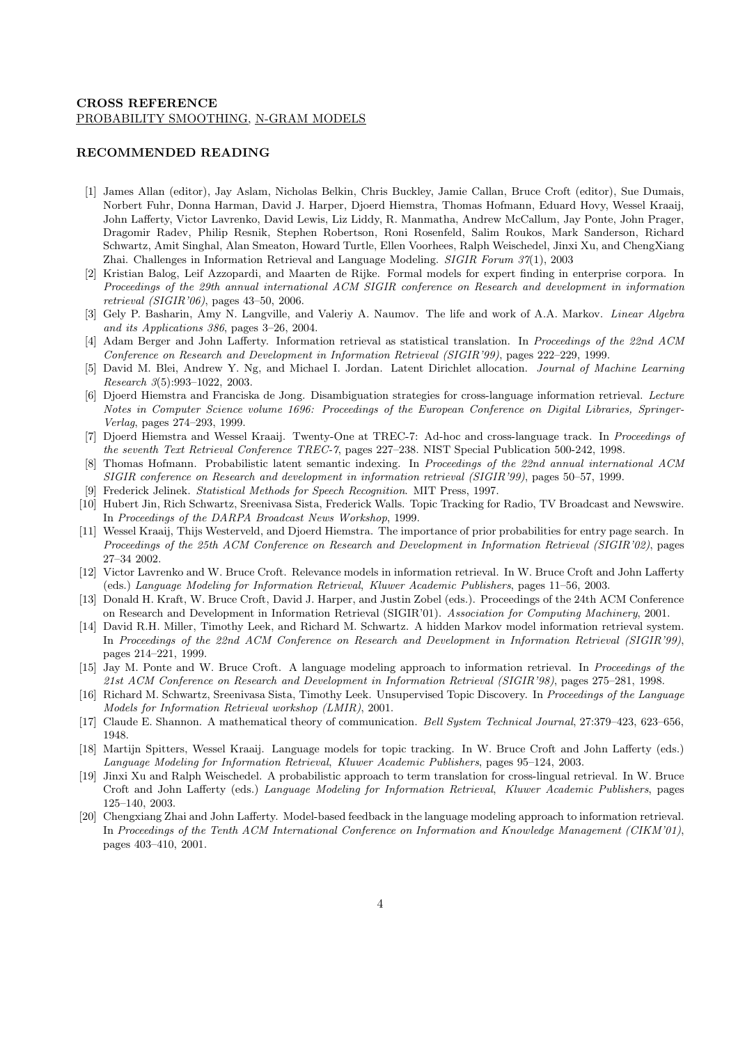### CROSS REFERENCE

PROBABILITY SMOOTHING, N-GRAM MODELS

### RECOMMENDED READING

[1] James Allan (editor), Jay Aslam, Nicholas Belkin, Chris Buckley, Jamie Callan, Bruce Croft (editor), Sue Dumais, Norbert Fuhr, Donna Harman, David J. Harper, Djoerd Hiemstra, Thomas Hofmann, Eduard Hovy, Wessel Kraaij, John Lafferty, Victor Lavrenko, David Lewis, Liz Liddy, R. Manmatha, Andrew McCallum, Jay Ponte, John Prager, Dragomir Radev, Philip Resnik, Stephen Robertson, Roni Rosenfeld, Salim Roukos, Mark Sanderson, Richard Schwartz, Amit Singhal, Alan Smeaton, Howard Turtle, Ellen Voorhees, Ralph Weischedel, Jinxi Xu, and ChengXiang Zhai. Challenges in Information Retrieval and Language Modeling. *SIGIR Forum 37*(1), 2003

[2] Kristian Balog, Leif Azzopardi, and Maarten de Rijke. Formal models for expert finding in enterprise corpora. In *Proceedings of the 29th annual international ACM SIGIR conference on Research and development in information retrieval (SIGIR'06)*, pages 43–50, 2006.

[3] Gely P. Basharin, Amy N. Langville, and Valeriy A. Naumov. The life and work of A.A. Markov. *Linear Algebra and its Applications 386*, pages 3–26, 2004.

[4] Adam Berger and John Lafferty. Information retrieval as statistical translation. In *Proceedings of the 22nd ACM Conference on Research and Development in Information Retrieval (SIGIR'99)*, pages 222–229, 1999.

[5] David M. Blei, Andrew Y. Ng, and Michael I. Jordan. Latent Dirichlet allocation. *Journal of Machine Learning Research 3*(5):993–1022, 2003.

[6] Djoerd Hiemstra and Franciska de Jong. Disambiguation strategies for cross-language information retrieval. *Lecture Notes in Computer Science volume 1696: Proceedings of the European Conference on Digital Libraries, Springer-Verlag*, pages 274–293, 1999.

[7] Djoerd Hiemstra and Wessel Kraaij. Twenty-One at TREC-7: Ad-hoc and cross-language track. In *Proceedings of the seventh Text Retrieval Conference TREC-7*, pages 227–238. NIST Special Publication 500-242, 1998.

[8] Thomas Hofmann. Probabilistic latent semantic indexing. In *Proceedings of the 22nd annual international ACM SIGIR conference on Research and development in information retrieval (SIGIR'99)*, pages 50–57, 1999.

[9] Frederick Jelinek. *Statistical Methods for Speech Recognition*. MIT Press, 1997.

[10] Hubert Jin, Rich Schwartz, Sreenivasa Sista, Frederick Walls. Topic Tracking for Radio, TV Broadcast and Newswire. In *Proceedings of the DARPA Broadcast News Workshop*, 1999.

[11] Wessel Kraaij, Thijs Westerveld, and Djoerd Hiemstra. The importance of prior probabilities for entry page search. In *Proceedings of the 25th ACM Conference on Research and Development in Information Retrieval (SIGIR'02)*, pages 27–34 2002.

[12] Victor Lavrenko and W. Bruce Croft. Relevance models in information retrieval. In W. Bruce Croft and John Lafferty (eds.) *Language Modeling for Information Retrieval*, *Kluwer Academic Publishers*, pages 11–56, 2003.

[13] Donald H. Kraft, W. Bruce Croft, David J. Harper, and Justin Zobel (eds.). Proceedings of the 24th ACM Conference on Research and Development in Information Retrieval (SIGIR'01). *Association for Computing Machinery*, 2001.

[14] David R.H. Miller, Timothy Leek, and Richard M. Schwartz. A hidden Markov model information retrieval system. In *Proceedings of the 22nd ACM Conference on Research and Development in Information Retrieval (SIGIR'99)*, pages 214–221, 1999.

[15] Jay M. Ponte and W. Bruce Croft. A language modeling approach to information retrieval. In *Proceedings of the 21st ACM Conference on Research and Development in Information Retrieval (SIGIR'98)*, pages 275–281, 1998.

[16] Richard M. Schwartz, Sreenivasa Sista, Timothy Leek. Unsupervised Topic Discovery. In *Proceedings of the Language Models for Information Retrieval workshop (LMIR)*, 2001.

[17] Claude E. Shannon. A mathematical theory of communication. *Bell System Technical Journal*, 27:379–423, 623–656, 1948.

[18] Martijn Spitters, Wessel Kraaij. Language models for topic tracking. In W. Bruce Croft and John Lafferty (eds.) *Language Modeling for Information Retrieval*, *Kluwer Academic Publishers*, pages 95–124, 2003.

[19] Jinxi Xu and Ralph Weischedel. A probabilistic approach to term translation for cross-lingual retrieval. In W. Bruce Croft and John Lafferty (eds.) *Language Modeling for Information Retrieval*, *Kluwer Academic Publishers*, pages 125–140, 2003.

[20] Chengxiang Zhai and John Lafferty. Model-based feedback in the language modeling approach to information retrieval. In *Proceedings of the Tenth ACM International Conference on Information and Knowledge Management (CIKM'01)*, pages 403–410, 2001.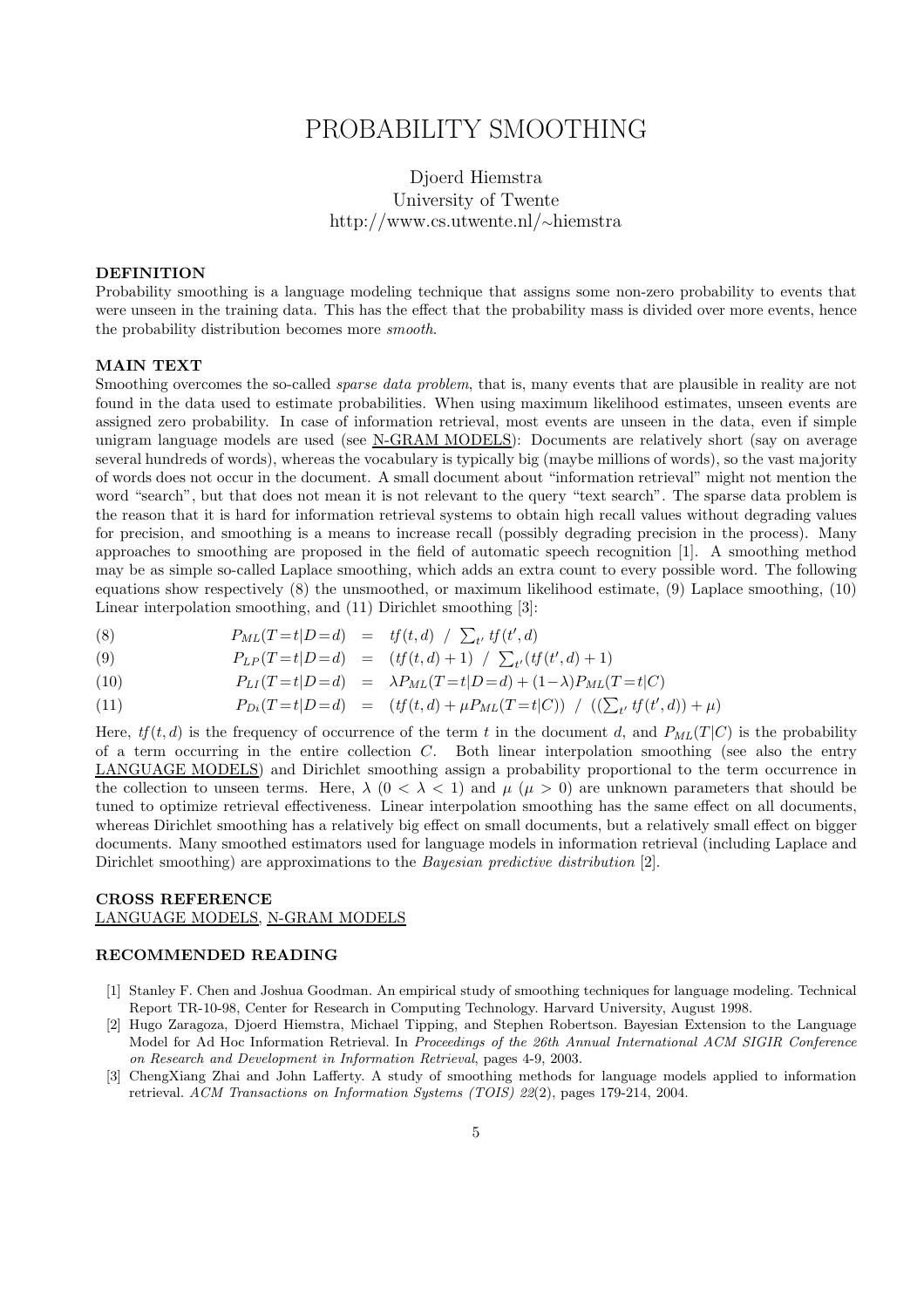# PROBABILITY SMOOTHING

Djoerd Hiemstra
University of Twente
http://www.cs.utwente.nl/∼hiemstra

### DEFINITION

Probability smoothing is a language modeling technique that assigns some non-zero probability to events that were unseen in the training data. This has the effect that the probability mass is divided over more events, hence the probability distribution becomes more *smooth*.

### MAIN TEXT

Smoothing overcomes the so-called *sparse data problem*, that is, many events that are plausible in reality are not found in the data used to estimate probabilities. When using maximum likelihood estimates, unseen events are assigned zero probability. In case of information retrieval, most events are unseen in the data, even if simple unigram language models are used (see N-GRAM MODELS): Documents are relatively short (say on average several hundreds of words), whereas the vocabulary is typically big (maybe millions of words), so the vast majority of words does not occur in the document. A small document about "information retrieval" might not mention the word "search", but that does not mean it is not relevant to the query "text search". The sparse data problem is the reason that it is hard for information retrieval systems to obtain high recall values without degrading values for precision, and smoothing is a means to increase recall (possibly degrading precision in the process). Many approaches to smoothing are proposed in the field of automatic speech recognition [1]. A smoothing method may be as simple so-called Laplace smoothing, which adds an extra count to every possible word. The following equations show respectively (8) the unsmoothed, or maximum likelihood estimate, (9) Laplace smoothing, (10) Linear interpolation smoothing, and (11) Dirichlet smoothing [3]:

$$P_{ML}(T{=}t|D{=}d) \;=\; tf(t,d) \;/\; \textstyle\sum_{t'} tf(t',d) \tag{8}$$

$$P_{LP}(T{=}t|D{=}d) \;=\; (tf(t,d)+1) \;/\; \textstyle\sum_{t'} (tf(t',d)+1) \tag{9}$$

$$P_{LI}(T{=}t|D{=}d) \;=\; \lambda P_{ML}(T{=}t|D{=}d) + (1{-}\lambda) P_{ML}(T{=}t|C) \tag{10}$$

$$P_{Di}(T{=}t|D{=}d) \;=\; (tf(t,d) + \mu P_{ML}(T{=}t|C)) \;/\; ((\textstyle\sum_{t'} tf(t',d)) + \mu) \tag{11}$$

Here, $tf(t,d)$ is the frequency of occurrence of the term $t$ in the document $d$, and $P_{ML}(T|C)$ is the probability of a term occurring in the entire collection $C$. Both linear interpolation smoothing (see also the entry LANGUAGE MODELS) and Dirichlet smoothing assign a probability proportional to the term occurrence in the collection to unseen terms. Here, $\lambda$ ($0 < \lambda < 1$) and $\mu$ ($\mu > 0$) are unknown parameters that should be tuned to optimize retrieval effectiveness. Linear interpolation smoothing has the same effect on all documents, whereas Dirichlet smoothing has a relatively big effect on small documents, but a relatively small effect on bigger documents. Many smoothed estimators used for language models in information retrieval (including Laplace and Dirichlet smoothing) are approximations to the *Bayesian predictive distribution* [2].

### CROSS REFERENCE

LANGUAGE MODELS, N-GRAM MODELS

### RECOMMENDED READING

[1] Stanley F. Chen and Joshua Goodman. An empirical study of smoothing techniques for language modeling. Technical Report TR-10-98, Center for Research in Computing Technology. Harvard University, August 1998.

[2] Hugo Zaragoza, Djoerd Hiemstra, Michael Tipping, and Stephen Robertson. Bayesian Extension to the Language Model for Ad Hoc Information Retrieval. In *Proceedings of the 26th Annual International ACM SIGIR Conference on Research and Development in Information Retrieval*, pages 4-9, 2003.

[3] ChengXiang Zhai and John Lafferty. A study of smoothing methods for language models applied to information retrieval. *ACM Transactions on Information Systems (TOIS) 22*(2), pages 179-214, 2004.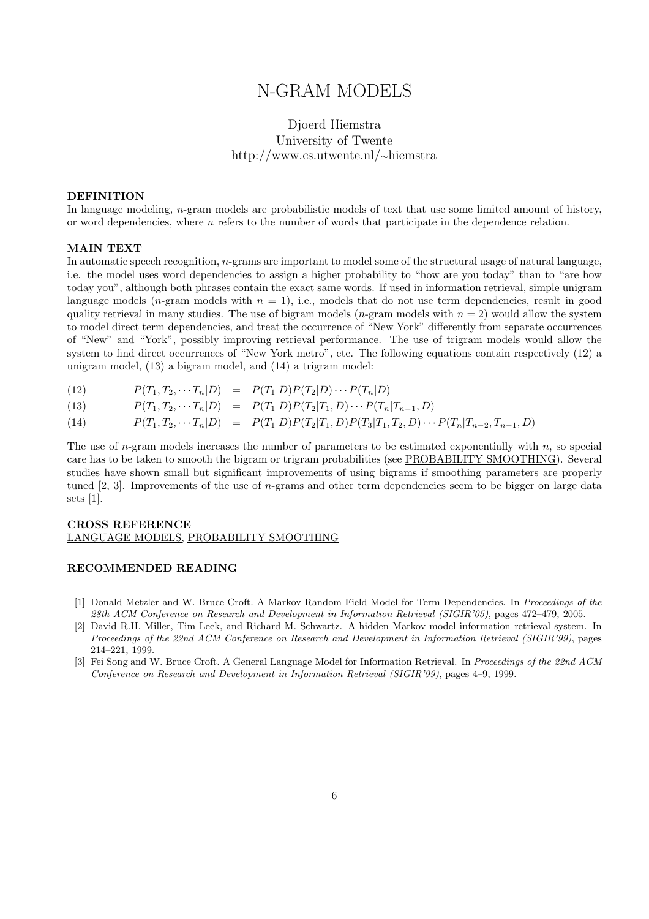# N-GRAM MODELS

Djoerd Hiemstra
University of Twente
http://www.cs.utwente.nl/∼hiemstra

## DEFINITION

In language modeling, $n$-gram models are probabilistic models of text that use some limited amount of history, or word dependencies, where $n$ refers to the number of words that participate in the dependence relation.

## MAIN TEXT

In automatic speech recognition, $n$-grams are important to model some of the structural usage of natural language, i.e. the model uses word dependencies to assign a higher probability to "how are you today" than to "are how today you", although both phrases contain the exact same words. If used in information retrieval, simple unigram language models ($n$-gram models with $n = 1$), i.e., models that do not use term dependencies, result in good quality retrieval in many studies. The use of bigram models ($n$-gram models with $n = 2$) would allow the system to model direct term dependencies, and treat the occurrence of "New York" differently from separate occurrences of "New" and "York", possibly improving retrieval performance. The use of trigram models would allow the system to find direct occurrences of "New York metro", etc. The following equations contain respectively (12) a unigram model, (13) a bigram model, and (14) a trigram model:

$$P(T_1, T_2, \cdots T_n|D) = P(T_1|D)P(T_2|D) \cdots P(T_n|D) \tag{12}$$

$$P(T_1, T_2, \cdots T_n|D) = P(T_1|D)P(T_2|T_1, D) \cdots P(T_n|T_{n-1}, D) \tag{13}$$

$$P(T_1, T_2, \cdots T_n|D) = P(T_1|D)P(T_2|T_1, D)P(T_3|T_1, T_2, D) \cdots P(T_n|T_{n-2}, T_{n-1}, D) \tag{14}$$

The use of $n$-gram models increases the number of parameters to be estimated exponentially with $n$, so special care has to be taken to smooth the bigram or trigram probabilities (see PROBABILITY SMOOTHING). Several studies have shown small but significant improvements of using bigrams if smoothing parameters are properly tuned [2, 3]. Improvements of the use of $n$-grams and other term dependencies seem to be bigger on large data sets [1].

## CROSS REFERENCE

LANGUAGE MODELS, PROBABILITY SMOOTHING

## RECOMMENDED READING

[1] Donald Metzler and W. Bruce Croft. A Markov Random Field Model for Term Dependencies. In *Proceedings of the 28th ACM Conference on Research and Development in Information Retrieval (SIGIR'05)*, pages 472–479, 2005.

[2] David R.H. Miller, Tim Leek, and Richard M. Schwartz. A hidden Markov model information retrieval system. In *Proceedings of the 22nd ACM Conference on Research and Development in Information Retrieval (SIGIR'99)*, pages 214–221, 1999.

[3] Fei Song and W. Bruce Croft. A General Language Model for Information Retrieval. In *Proceedings of the 22nd ACM Conference on Research and Development in Information Retrieval (SIGIR'99)*, pages 4–9, 1999.